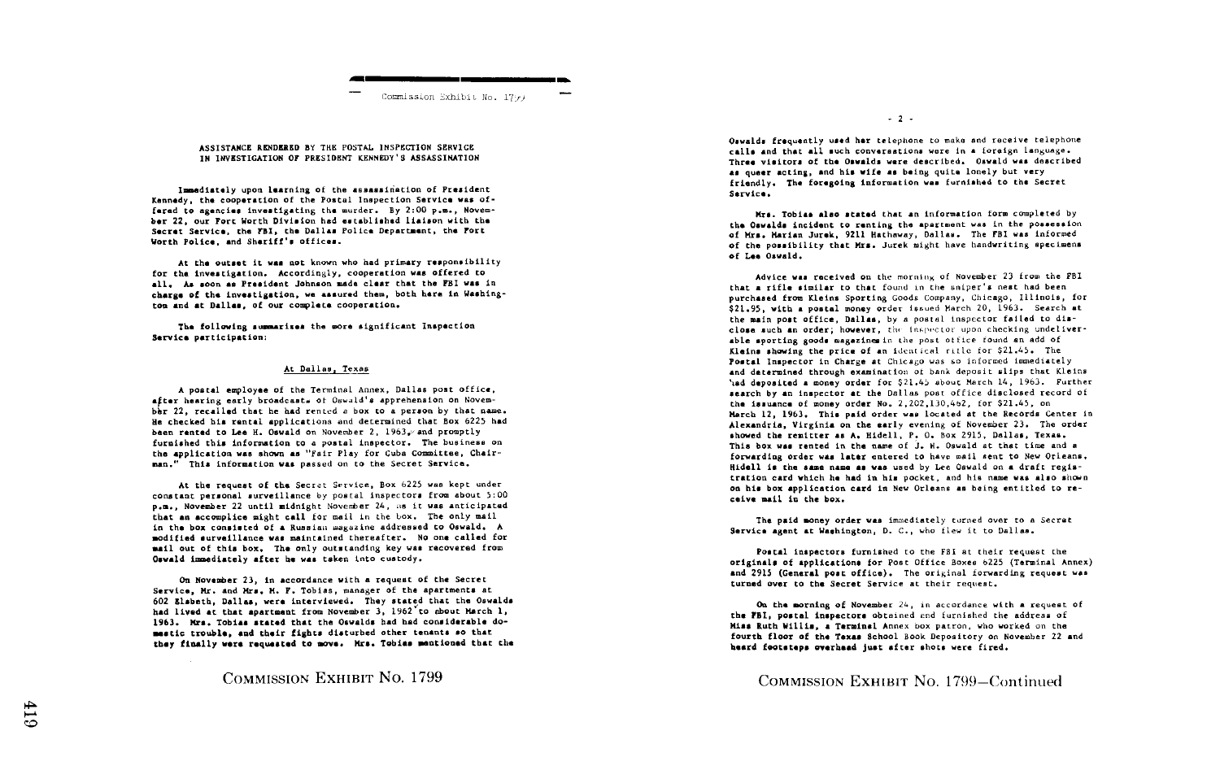Commission Exhibit No. 1799

### ASSISTANCE RENDERED BY THE POSTAL INSPECTION SERVICE IN INVESTIGATION OF PRESIDENT KENNEDY'S ASSASSINATION

Immediately upon learning of the assassination of President Kennedy, the cooperation of the Postal Inspection Service was offered to agencies investigating the murder. By 2:00 p.m., November 22, our Fort Worth Division had established liaison with the Secret Service, the FBI, the Dallas Police Department, the Fort Worth Police, and Sheriff's offices.

At the outset it was not known who had primary responsibility for the investigation. Accordingly, cooperation was offered to all. As soon as President Johnson made clear that the FBI was in charge of the investigation, we assured them, both here in Washington and at Dallas, of our complete cooperation.

The following summarizes the more significant Inspection Service participation:

#### At Dallas, Texas

A postal employee of the Terminal Annex, Dallas post office, after hearing early broadcasts of Oswald's apprehension on November 22, recalled that he had rented a box to a person by that name. He checked his rental applications and determined that Box 6225 had been rented to Lee H. Oswald on November 2, 1963, and promptly furnished this information to a postal inspector. The business on the application was shown as "Fair Play for Cuba Committee, Chairman." This information was passed on to the Secret Service.

At the request of the Secret Service, Box 6225 was kept under constant personal surveillance by postal inspectors from about 5:00 p.m., November 22 until midnight November 24, as it was anticipated that an accomplice might call for mail in the box. The only mail in the box consisted of a Russian magazine addressed to Oswald. A modified surveillance was maintained thereafter. No one called for mail out of this box. The only outstanding key was recovered from Oswald immediately after he was taken into custody.

On November 23, in accordance with a request of the Secret Service, Mr. and Mrs. M. F. Tobias, manager of the apartments at 602 Elsbeth, Dallas, were interviewed. They stated that the Oswalds had lived at that apartment from November 3, 1962 to about March 1, 1963. Mrs. Tobias stated that the Oswalds had had considerable domestic trouble, and their fights disturbed other tenants so that they finally were requested to move. Mrs. Tobias mentioned that the Oswalds frequently used her telephone to make and receive telephone calls and that all such conversations were in a foreign language. Three visitors of the Oswalds were described. Oswald was described as queer acting, and his wife as being quite lonely but very friendly. The foregoing information was furnished to the Secret Service.

Mrs. Tobias also stated that an information form completed by the Oswalds incident to renting the apartment was in the possession of Mrs. Marian Jurek, 9211 Hathaway, Dallas. The FBI was informed of the possibility that Mrs. Jurek might have handwriting specimens of Lee Oswald.

Advice was received on the morning of November 23 from the FBI that a rifle similar to that found in the sniper's nest had been purchased from Kleins Sporting Goods Company, Chicago, Illinois, for \$21.95, with a postal money order issued March 20, 1963. Search at the main post office, Dallas, by a postal inspector failed to disclose such an order; however, the inspector upon checking undeliverable sporting goods magazines in the post office found an add of Kleins showing the price of an identical rifle for \$21.45. The Postal Inspector in Charge at Chicago was so informed immediately and determined through examination of bank deposit slips that Kleins had deposited a money order for \$21.45 about March 14, 1963. Further search by an inspector at the Dallas post office disclosed record of the issuance of money order No. 2,202,130,462, for \$21.45, on March 12, 1963. This paid order was located at the Records Center in Alexandria, Virginia on the early evening of November 23. The order showed the remitter as A. Hidell, P. O. Box 2915, Dallas, Texas. This box was rented in the name of L. H. Oswald at that time and a forwarding order was later entered to have mail sent to New Orleans. Hidell is the same name as was used by Lee Oswald on a draft registration card which he had in his pocket, and his name was also shown on his box application card in New Orleans as being entitled to receive mail in the box.

The paid money order was immediately turned over to a Secret Service agent at Washington, D. C., who flew it to Dallas.

Postal inspectors furnished to the FBI at their request the originals of applications for Post Office Boxes 6225 (Terminal Annex) and 2915 (General post office). The original forwarding request was turned over to the Secret Service at their request.

On the morning of November 24, in accordance with a request of the FBI, postal inspectors obtained and furnished the address of Miss Ruth Willis, a Terminal Annex box patron, who worked on the fourth floor of the Texas School Book Depository on November 22 and heard footsteps overhead just after shots were fired.

COMMISSION EXHIBIT No. 1799—Continued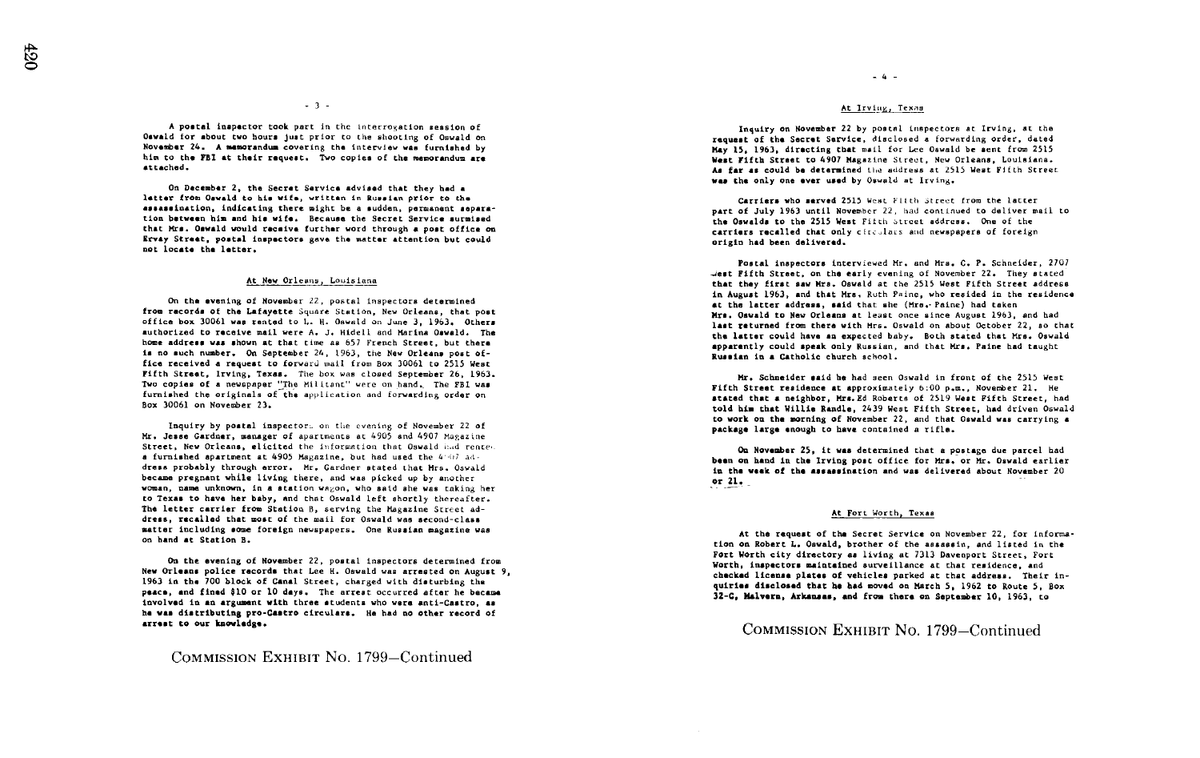A postal inspector took part in the interrogation session of Oswald for about two hours just prior to the shooting of Oswald on November 24. A memorandum covering the interview was furnished by him to the FBI at their request. Two copies of the memorandum are attached.

On December 2, the Secret Service advised that they had a letter from Oswald to his wife, written in Russian prior to the assassination, indicating there might be a sudden, permanent separation between him and his wife. Because the Secret Service surmised that Mrs. Oswald would receive further word through a post office on Ervay Street, postal inspectors gave the matter attention but could not locate the letter.

## At New Orleans, Louisiana

On the evening of November 22, postal inspectors determined from records of the Lafayette Square Station, New Orleans, that post office box 30061 was rented to L. H. Oswald on June 3, 1963. Others authorized to receive mail were A. J. Hidell and Marina Oswald. The home address was shown at that time as 657 French Street, but there is no such number. On September 24, 1963, the New Orleans post office received a request to forward mail from Box 30061 to 2515 West Fifth Street, Irving, Texas. The box was closed September 26, 1963. Two copies of a newspaper "The Militant" were on hand. The FBI was furnished the originals of the application and forwarding order on Box 30061 on November 23.

Inquiry by postal inspectors on the evening of November 22 of Mr. Jesse Gardner, manager of apartments at 4905 and 4907 Magazine Street, New Orleans, elicited the information that Oswald had rented a furnished apartment at 4905 Magazine, but had used the 4907 address probably through error. Mr. Gardner stated that Mrs. Oswald became pregnant while living there, and was picked up by another woman, name unknown, in a station wagon, who said she was taking her to Texas to have her baby, and that Oswald left shortly thereafter. The letter carrier from Station B, serving the Magazine Street address, recalled that most of the mail for Oswald was second-class matter including some foreign newspapers. One Russian magazine was on hand at Station B.

On the evening of November 22, postal inspectors determined from New Orleans police records that Lee H. Oswald was arrested on August 9, 1963 in the 700 block of Canal Street, charged with disturbing the peace, and fined $10 or 10 days. The arrest occurred after he became involved in an argument with three students who were anti-Castro, as he was distributing pro-Castro circulars. He had no other record of arrest to our knowledge.

COMMISSION EXHIBIT No. 1799—Continued

## At Irving, Texas

Inquiry on November 22 by postal inspectors at Irving, at the request of the Secret Service, disclosed a forwarding order, dated May 15, 1963, directing that mail for Lee Oswald be sent from 2515 West Fifth Street to 4907 Magazine Street, New Orleans, Louisiana. As far as could be determined the address at 2515 West Fifth Street was the only one ever used by Oswald at Irving.

Carriers who served 2515 West Fifth Street from the latter part of July 1963 until November 22, had continued to deliver mail to the Oswalds to the 2515 West Fifth Street address. One of the carriers recalled that only circulars and newspapers of foreign origin had been delivered.

Postal inspectors interviewed Mr. and Mrs. C. P. Schneider, 2707 West Fifth Street, on the early evening of November 22. They stated that they first saw Mrs. Oswald at the 2515 West Fifth Street address in August 1963, and that Mrs. Ruth Paine, who resided in the residence at the latter address, said that she (Mrs. Paine) had taken Mrs. Oswald to New Orleans at least once since August 1963, and had last returned from there with Mrs. Oswald on about October 22, so that the latter could have an expected baby. Both stated that Mrs. Oswald apparently could speak only Russian, and that Mrs. Paine had taught Russian in a Catholic church school.

Mr. Schneider said he had seen Oswald in front of the 2515 West Fifth Street residence at approximately 6:00 p.m., November 21. He stated that a neighbor, Mrs. Ed Roberts of 2519 West Fifth Street, had told him that Willie Randle, 2439 West Fifth Street, had driven Oswald to work on the morning of November 22, and that Oswald was carrying a package large enough to have contained a rifle.

On November 25, it was determined that a postage due parcel had been on hand in the Irving post office for Mrs. or Mr. Oswald earlier in the week of the assassination and was delivered about November 20 or 21.

## At Fort Worth, Texas

At the request of the Secret Service on November 22, for information on Robert L. Oswald, brother of the assassin, and listed in the Fort Worth city directory as living at 7313 Davenport Street, Fort Worth, inspectors maintained surveillance at that residence, and checked license plates of vehicles parked at that address. Their inquiries disclosed that he had moved on March 5, 1962 to Route 5, Box 32-C, Malvern, Arkansas, and from there on September 10, 1963, to

COMMISSION EXHIBIT No. 1799—Continued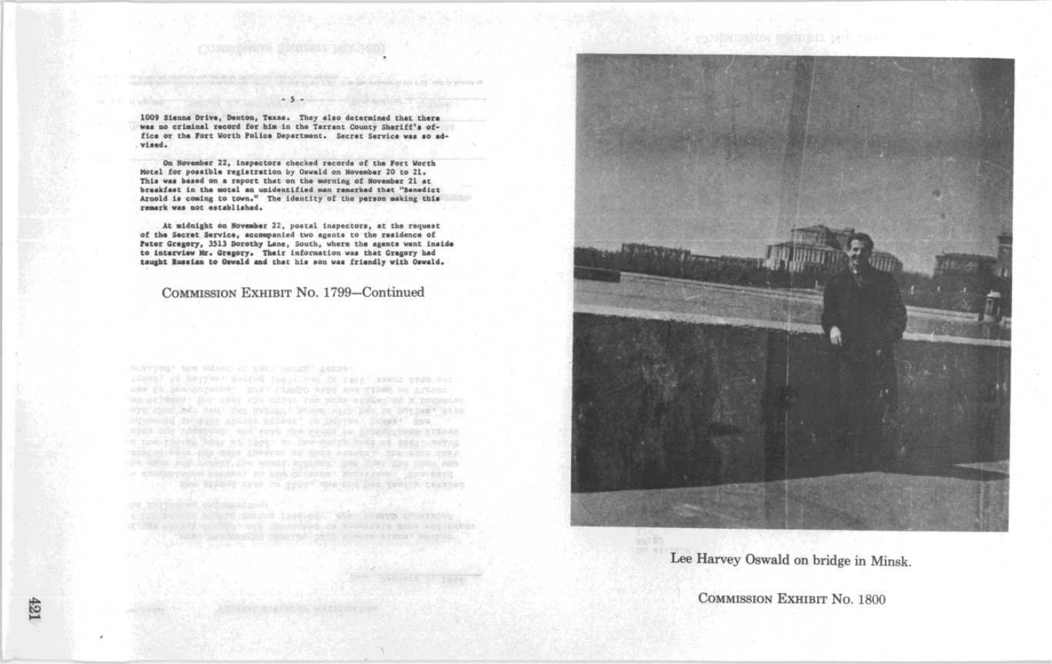- 5 -

1009 Sienna Drive, Denton, Texas. They also determined that there was no criminal record for him in the Tarrant County Sheriff's office or the Fort Worth Police Department. Secret Service was so advised.

On November 22, inspectors checked records of the Fort Worth Motel for possible registration by Oswald on November 20 to 21. This was based on a report that on the morning of November 21 at breakfast in the motel an unidentified man remarked that "Benedict Arnold is coming to town." The identity of the person making this remark was not established.

At midnight on November 22, postal inspectors, at the request of the Secret Service, accompanied two agents to the residence of Peter Gregory, 3513 Dorothy Lane, South, where the agents went inside to interview Mr. Gregory. Their information was that Gregory had taught Russian to Oswald and that his son was friendly with Oswald.

COMMISSION EXHIBIT No. 1799—Continued

Lee Harvey Oswald on bridge in Minsk.

COMMISSION EXHIBIT No. 1800